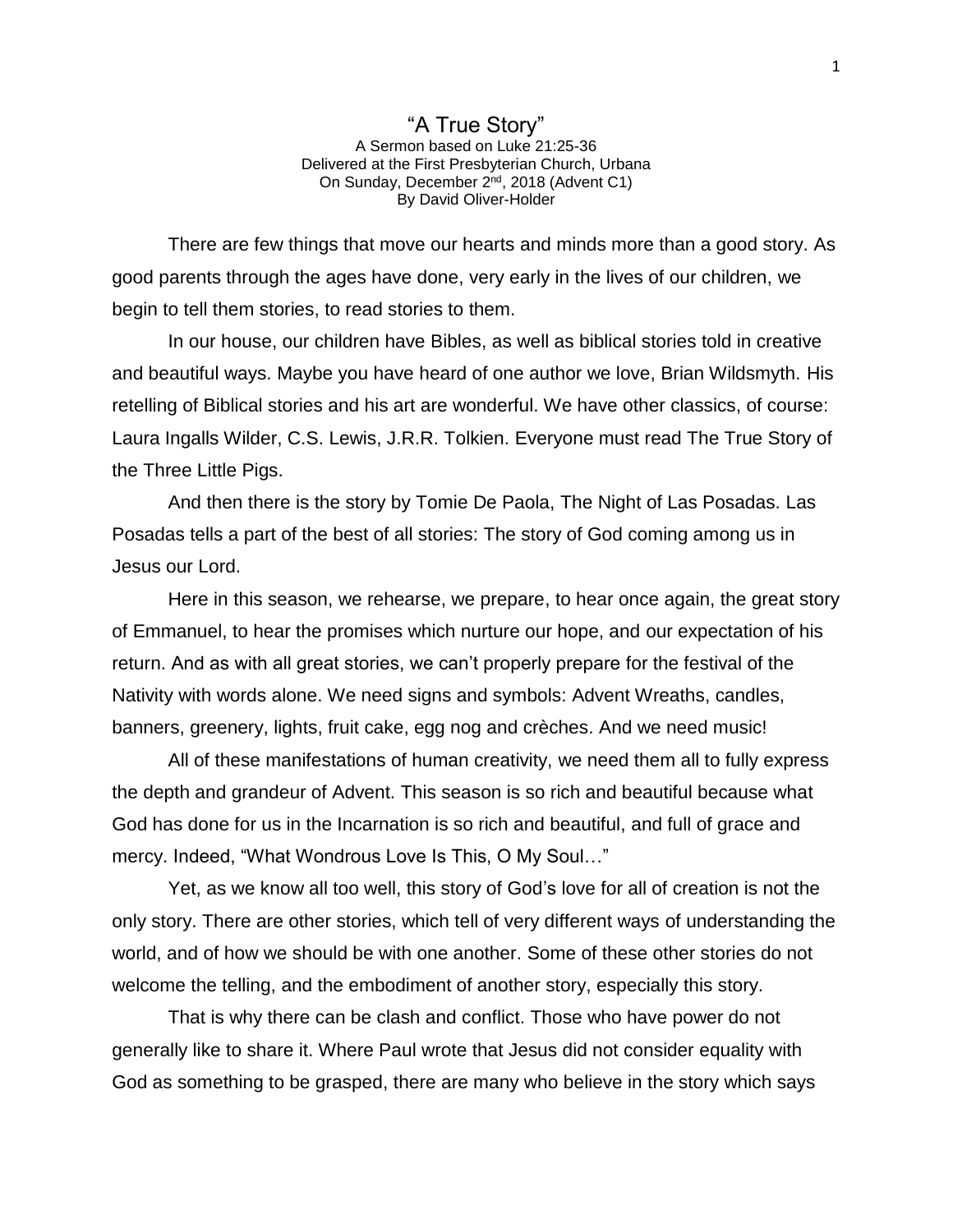# "A True Story"

A Sermon based on Luke 21:25-36
Delivered at the First Presbyterian Church, Urbana
On Sunday, December 2nd, 2018 (Advent C1)
By David Oliver-Holder

There are few things that move our hearts and minds more than a good story. As good parents through the ages have done, very early in the lives of our children, we begin to tell them stories, to read stories to them.

In our house, our children have Bibles, as well as biblical stories told in creative and beautiful ways. Maybe you have heard of one author we love, Brian Wildsmyth. His retelling of Biblical stories and his art are wonderful. We have other classics, of course: Laura Ingalls Wilder, C.S. Lewis, J.R.R. Tolkien. Everyone must read The True Story of the Three Little Pigs.

And then there is the story by Tomie De Paola, The Night of Las Posadas. Las Posadas tells a part of the best of all stories: The story of God coming among us in Jesus our Lord.

Here in this season, we rehearse, we prepare, to hear once again, the great story of Emmanuel, to hear the promises which nurture our hope, and our expectation of his return. And as with all great stories, we can't properly prepare for the festival of the Nativity with words alone. We need signs and symbols: Advent Wreaths, candles, banners, greenery, lights, fruit cake, egg nog and crèches. And we need music!

All of these manifestations of human creativity, we need them all to fully express the depth and grandeur of Advent. This season is so rich and beautiful because what God has done for us in the Incarnation is so rich and beautiful, and full of grace and mercy. Indeed, "What Wondrous Love Is This, O My Soul…"

Yet, as we know all too well, this story of God's love for all of creation is not the only story. There are other stories, which tell of very different ways of understanding the world, and of how we should be with one another. Some of these other stories do not welcome the telling, and the embodiment of another story, especially this story.

That is why there can be clash and conflict. Those who have power do not generally like to share it. Where Paul wrote that Jesus did not consider equality with God as something to be grasped, there are many who believe in the story which says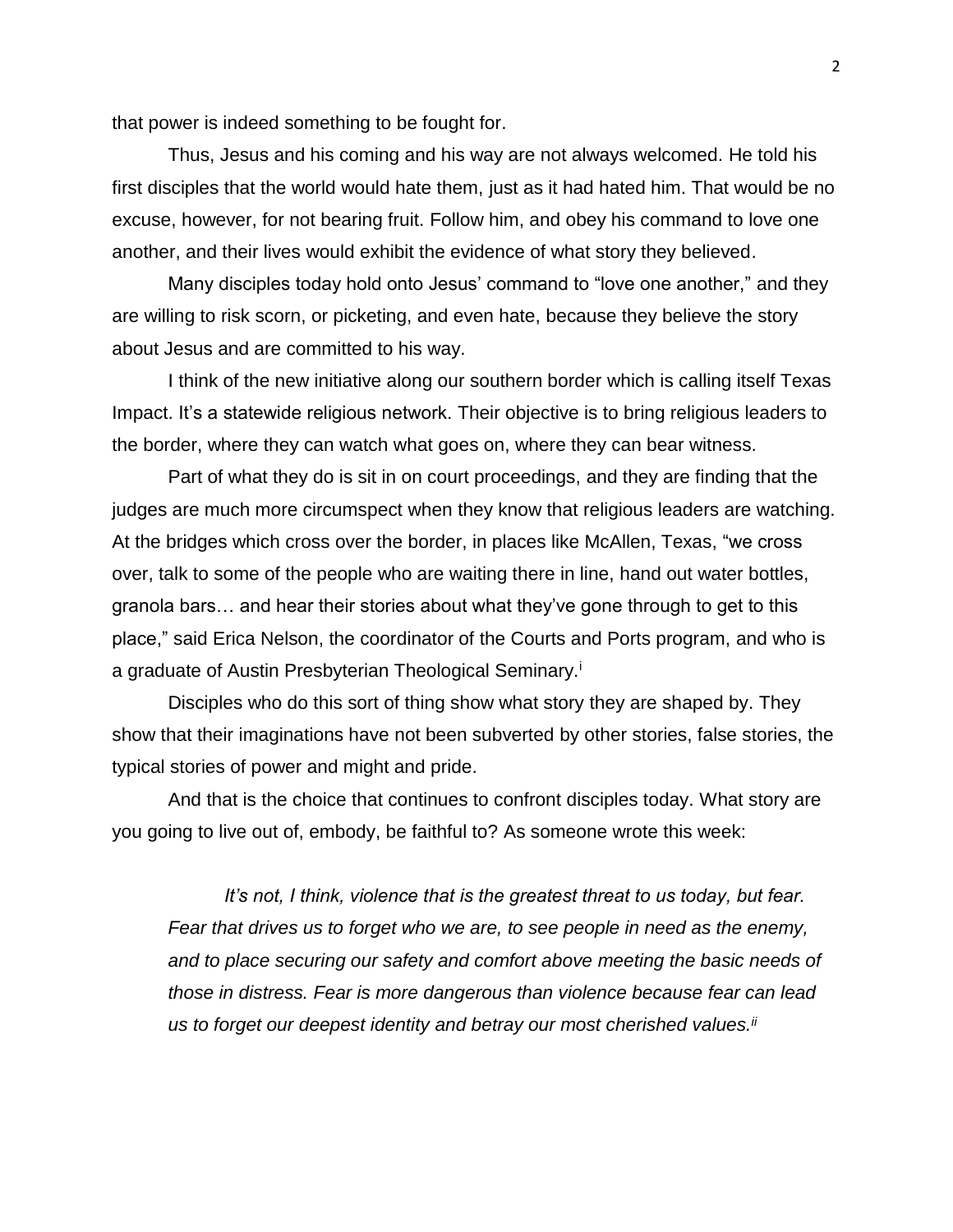that power is indeed something to be fought for.

Thus, Jesus and his coming and his way are not always welcomed. He told his first disciples that the world would hate them, just as it had hated him. That would be no excuse, however, for not bearing fruit. Follow him, and obey his command to love one another, and their lives would exhibit the evidence of what story they believed.

Many disciples today hold onto Jesus' command to "love one another," and they are willing to risk scorn, or picketing, and even hate, because they believe the story about Jesus and are committed to his way.

I think of the new initiative along our southern border which is calling itself Texas Impact. It's a statewide religious network. Their objective is to bring religious leaders to the border, where they can watch what goes on, where they can bear witness.

Part of what they do is sit in on court proceedings, and they are finding that the judges are much more circumspect when they know that religious leaders are watching. At the bridges which cross over the border, in places like McAllen, Texas, "we cross over, talk to some of the people who are waiting there in line, hand out water bottles, granola bars… and hear their stories about what they've gone through to get to this place," said Erica Nelson, the coordinator of the Courts and Ports program, and who is a graduate of Austin Presbyterian Theological Seminary.[i]

Disciples who do this sort of thing show what story they are shaped by. They show that their imaginations have not been subverted by other stories, false stories, the typical stories of power and might and pride.

And that is the choice that continues to confront disciples today. What story are you going to live out of, embody, be faithful to? As someone wrote this week:

> *It's not, I think, violence that is the greatest threat to us today, but fear. Fear that drives us to forget who we are, to see people in need as the enemy, and to place securing our safety and comfort above meeting the basic needs of those in distress. Fear is more dangerous than violence because fear can lead us to forget our deepest identity and betray our most cherished values.*[ii]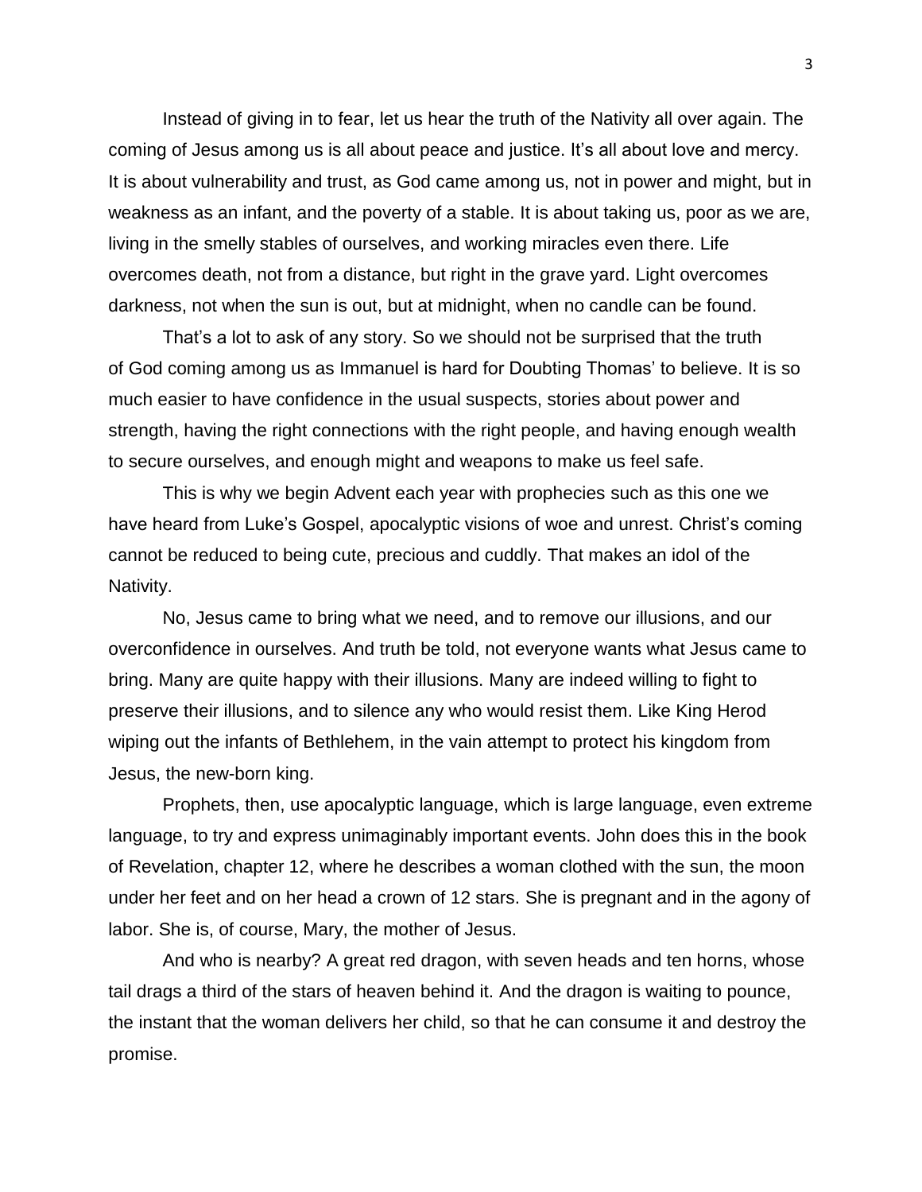Instead of giving in to fear, let us hear the truth of the Nativity all over again. The coming of Jesus among us is all about peace and justice. It's all about love and mercy. It is about vulnerability and trust, as God came among us, not in power and might, but in weakness as an infant, and the poverty of a stable. It is about taking us, poor as we are, living in the smelly stables of ourselves, and working miracles even there. Life overcomes death, not from a distance, but right in the grave yard. Light overcomes darkness, not when the sun is out, but at midnight, when no candle can be found.

That's a lot to ask of any story. So we should not be surprised that the truth of God coming among us as Immanuel is hard for Doubting Thomas' to believe. It is so much easier to have confidence in the usual suspects, stories about power and strength, having the right connections with the right people, and having enough wealth to secure ourselves, and enough might and weapons to make us feel safe.

This is why we begin Advent each year with prophecies such as this one we have heard from Luke's Gospel, apocalyptic visions of woe and unrest. Christ's coming cannot be reduced to being cute, precious and cuddly. That makes an idol of the Nativity.

No, Jesus came to bring what we need, and to remove our illusions, and our overconfidence in ourselves. And truth be told, not everyone wants what Jesus came to bring. Many are quite happy with their illusions. Many are indeed willing to fight to preserve their illusions, and to silence any who would resist them. Like King Herod wiping out the infants of Bethlehem, in the vain attempt to protect his kingdom from Jesus, the new-born king.

Prophets, then, use apocalyptic language, which is large language, even extreme language, to try and express unimaginably important events. John does this in the book of Revelation, chapter 12, where he describes a woman clothed with the sun, the moon under her feet and on her head a crown of 12 stars. She is pregnant and in the agony of labor. She is, of course, Mary, the mother of Jesus.

And who is nearby? A great red dragon, with seven heads and ten horns, whose tail drags a third of the stars of heaven behind it. And the dragon is waiting to pounce, the instant that the woman delivers her child, so that he can consume it and destroy the promise.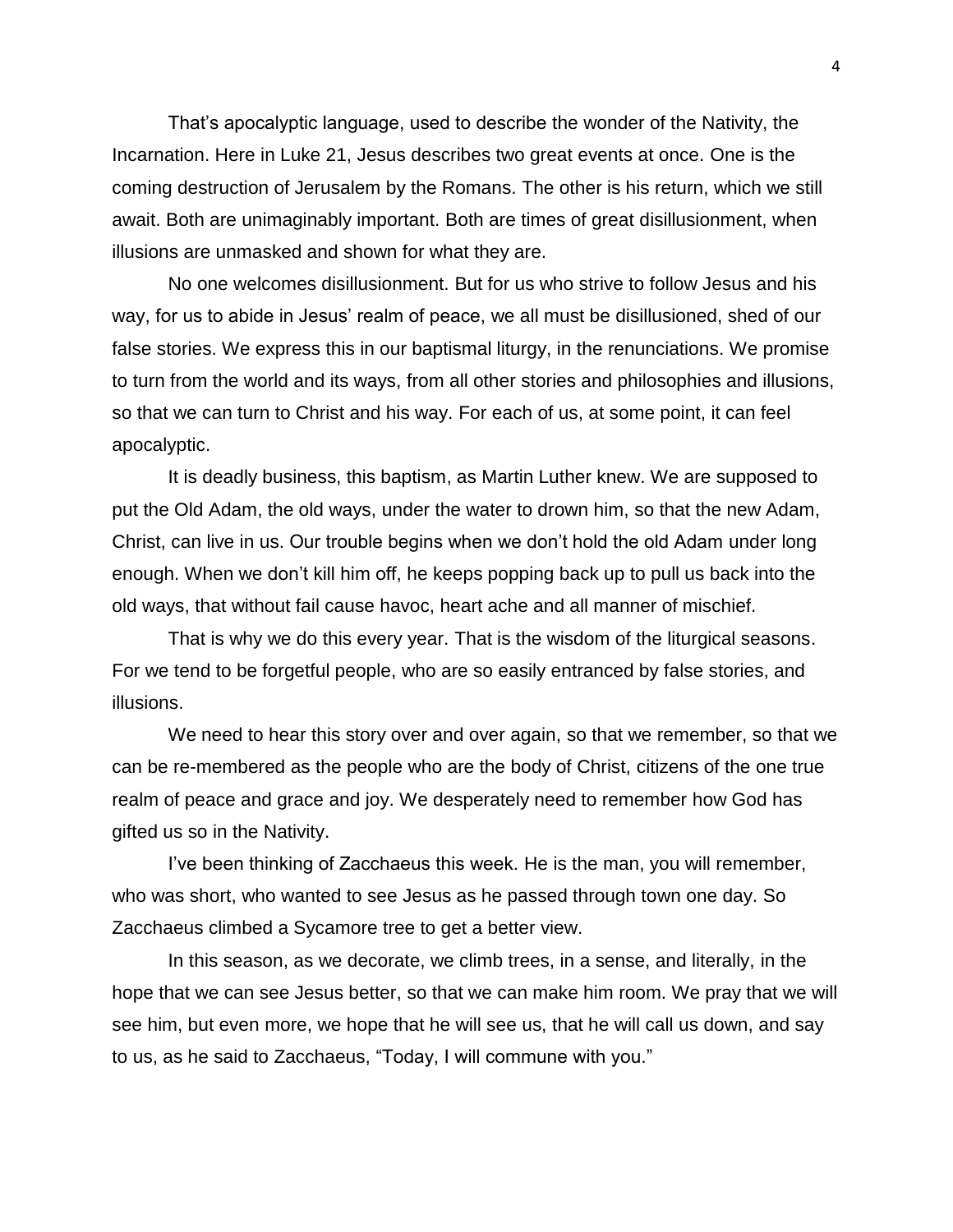That's apocalyptic language, used to describe the wonder of the Nativity, the Incarnation. Here in Luke 21, Jesus describes two great events at once. One is the coming destruction of Jerusalem by the Romans. The other is his return, which we still await. Both are unimaginably important. Both are times of great disillusionment, when illusions are unmasked and shown for what they are.

No one welcomes disillusionment. But for us who strive to follow Jesus and his way, for us to abide in Jesus' realm of peace, we all must be disillusioned, shed of our false stories. We express this in our baptismal liturgy, in the renunciations. We promise to turn from the world and its ways, from all other stories and philosophies and illusions, so that we can turn to Christ and his way. For each of us, at some point, it can feel apocalyptic.

It is deadly business, this baptism, as Martin Luther knew. We are supposed to put the Old Adam, the old ways, under the water to drown him, so that the new Adam, Christ, can live in us. Our trouble begins when we don't hold the old Adam under long enough. When we don't kill him off, he keeps popping back up to pull us back into the old ways, that without fail cause havoc, heart ache and all manner of mischief.

That is why we do this every year. That is the wisdom of the liturgical seasons. For we tend to be forgetful people, who are so easily entranced by false stories, and illusions.

We need to hear this story over and over again, so that we remember, so that we can be re-membered as the people who are the body of Christ, citizens of the one true realm of peace and grace and joy. We desperately need to remember how God has gifted us so in the Nativity.

I've been thinking of Zacchaeus this week. He is the man, you will remember, who was short, who wanted to see Jesus as he passed through town one day. So Zacchaeus climbed a Sycamore tree to get a better view.

In this season, as we decorate, we climb trees, in a sense, and literally, in the hope that we can see Jesus better, so that we can make him room. We pray that we will see him, but even more, we hope that he will see us, that he will call us down, and say to us, as he said to Zacchaeus, "Today, I will commune with you."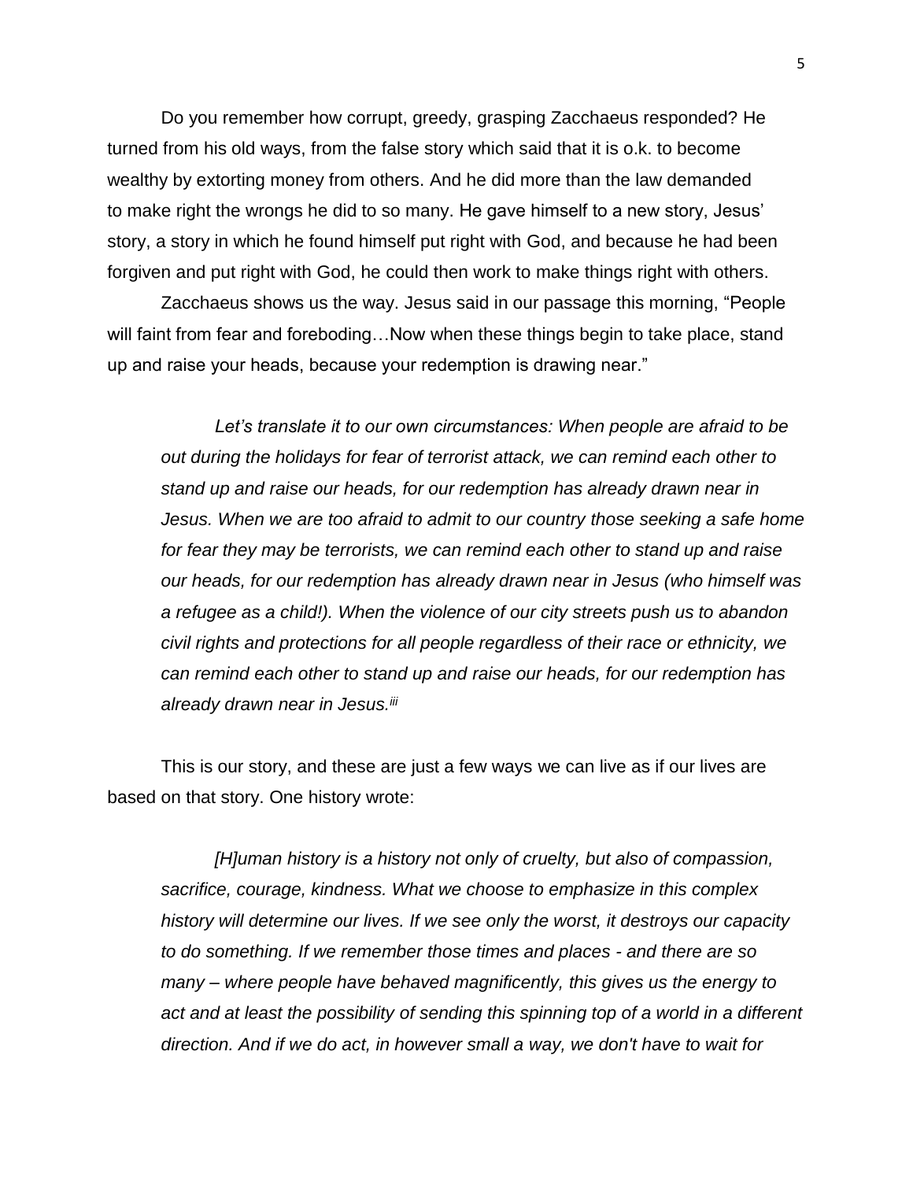Do you remember how corrupt, greedy, grasping Zacchaeus responded? He turned from his old ways, from the false story which said that it is o.k. to become wealthy by extorting money from others. And he did more than the law demanded to make right the wrongs he did to so many. He gave himself to a new story, Jesus' story, a story in which he found himself put right with God, and because he had been forgiven and put right with God, he could then work to make things right with others.

Zacchaeus shows us the way. Jesus said in our passage this morning, "People will faint from fear and foreboding…Now when these things begin to take place, stand up and raise your heads, because your redemption is drawing near."

> *Let's translate it to our own circumstances: When people are afraid to be out during the holidays for fear of terrorist attack, we can remind each other to stand up and raise our heads, for our redemption has already drawn near in Jesus. When we are too afraid to admit to our country those seeking a safe home for fear they may be terrorists, we can remind each other to stand up and raise our heads, for our redemption has already drawn near in Jesus (who himself was a refugee as a child!). When the violence of our city streets push us to abandon civil rights and protections for all people regardless of their race or ethnicity, we can remind each other to stand up and raise our heads, for our redemption has already drawn near in Jesus.*[iii]

This is our story, and these are just a few ways we can live as if our lives are based on that story. One history wrote:

> *[H]uman history is a history not only of cruelty, but also of compassion, sacrifice, courage, kindness. What we choose to emphasize in this complex history will determine our lives. If we see only the worst, it destroys our capacity to do something. If we remember those times and places - and there are so many – where people have behaved magnificently, this gives us the energy to act and at least the possibility of sending this spinning top of a world in a different direction. And if we do act, in however small a way, we don't have to wait for*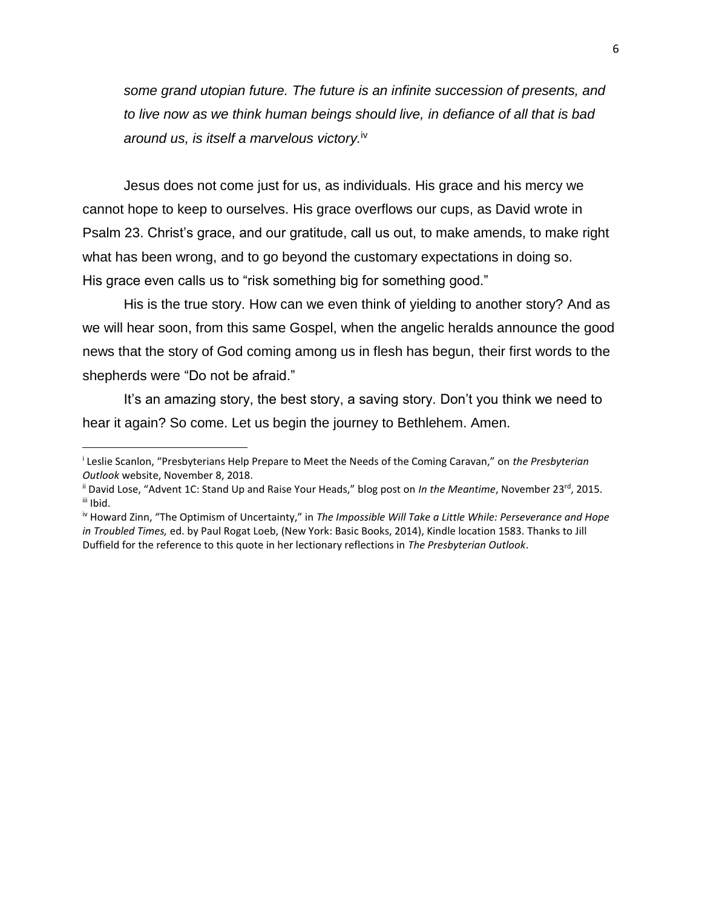> *some grand utopian future. The future is an infinite succession of presents, and to live now as we think human beings should live, in defiance of all that is bad around us, is itself a marvelous victory.*[iv]

Jesus does not come just for us, as individuals. His grace and his mercy we cannot hope to keep to ourselves. His grace overflows our cups, as David wrote in Psalm 23. Christ's grace, and our gratitude, call us out, to make amends, to make right what has been wrong, and to go beyond the customary expectations in doing so. His grace even calls us to "risk something big for something good."

His is the true story. How can we even think of yielding to another story? And as we will hear soon, from this same Gospel, when the angelic heralds announce the good news that the story of God coming among us in flesh has begun, their first words to the shepherds were "Do not be afraid."

It's an amazing story, the best story, a saving story. Don't you think we need to hear it again? So come. Let us begin the journey to Bethlehem. Amen.

---

[i] Leslie Scanlon, "Presbyterians Help Prepare to Meet the Needs of the Coming Caravan," on *the Presbyterian Outlook* website, November 8, 2018.

[ii] David Lose, "Advent 1C: Stand Up and Raise Your Heads," blog post on *In the Meantime*, November 23rd, 2015.

[iii] Ibid.

[iv] Howard Zinn, "The Optimism of Uncertainty," in *The Impossible Will Take a Little While: Perseverance and Hope in Troubled Times,* ed. by Paul Rogat Loeb, (New York: Basic Books, 2014), Kindle location 1583. Thanks to Jill Duffield for the reference to this quote in her lectionary reflections in *The Presbyterian Outlook*.